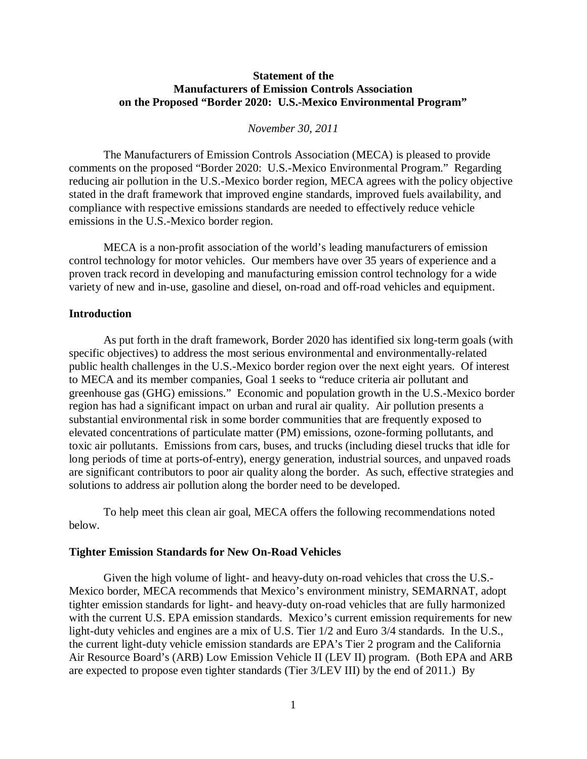**Statement of the**
**Manufacturers of Emission Controls Association**
**on the Proposed "Border 2020: U.S.-Mexico Environmental Program"**

*November 30, 2011*

The Manufacturers of Emission Controls Association (MECA) is pleased to provide comments on the proposed "Border 2020: U.S.-Mexico Environmental Program." Regarding reducing air pollution in the U.S.-Mexico border region, MECA agrees with the policy objective stated in the draft framework that improved engine standards, improved fuels availability, and compliance with respective emissions standards are needed to effectively reduce vehicle emissions in the U.S.-Mexico border region.

MECA is a non-profit association of the world's leading manufacturers of emission control technology for motor vehicles. Our members have over 35 years of experience and a proven track record in developing and manufacturing emission control technology for a wide variety of new and in-use, gasoline and diesel, on-road and off-road vehicles and equipment.

## Introduction

As put forth in the draft framework, Border 2020 has identified six long-term goals (with specific objectives) to address the most serious environmental and environmentally-related public health challenges in the U.S.-Mexico border region over the next eight years. Of interest to MECA and its member companies, Goal 1 seeks to "reduce criteria air pollutant and greenhouse gas (GHG) emissions." Economic and population growth in the U.S.-Mexico border region has had a significant impact on urban and rural air quality. Air pollution presents a substantial environmental risk in some border communities that are frequently exposed to elevated concentrations of particulate matter (PM) emissions, ozone-forming pollutants, and toxic air pollutants. Emissions from cars, buses, and trucks (including diesel trucks that idle for long periods of time at ports-of-entry), energy generation, industrial sources, and unpaved roads are significant contributors to poor air quality along the border. As such, effective strategies and solutions to address air pollution along the border need to be developed.

To help meet this clean air goal, MECA offers the following recommendations noted below.

## Tighter Emission Standards for New On-Road Vehicles

Given the high volume of light- and heavy-duty on-road vehicles that cross the U.S.-Mexico border, MECA recommends that Mexico's environment ministry, SEMARNAT, adopt tighter emission standards for light- and heavy-duty on-road vehicles that are fully harmonized with the current U.S. EPA emission standards. Mexico's current emission requirements for new light-duty vehicles and engines are a mix of U.S. Tier 1/2 and Euro 3/4 standards. In the U.S., the current light-duty vehicle emission standards are EPA's Tier 2 program and the California Air Resource Board's (ARB) Low Emission Vehicle II (LEV II) program. (Both EPA and ARB are expected to propose even tighter standards (Tier 3/LEV III) by the end of 2011.) By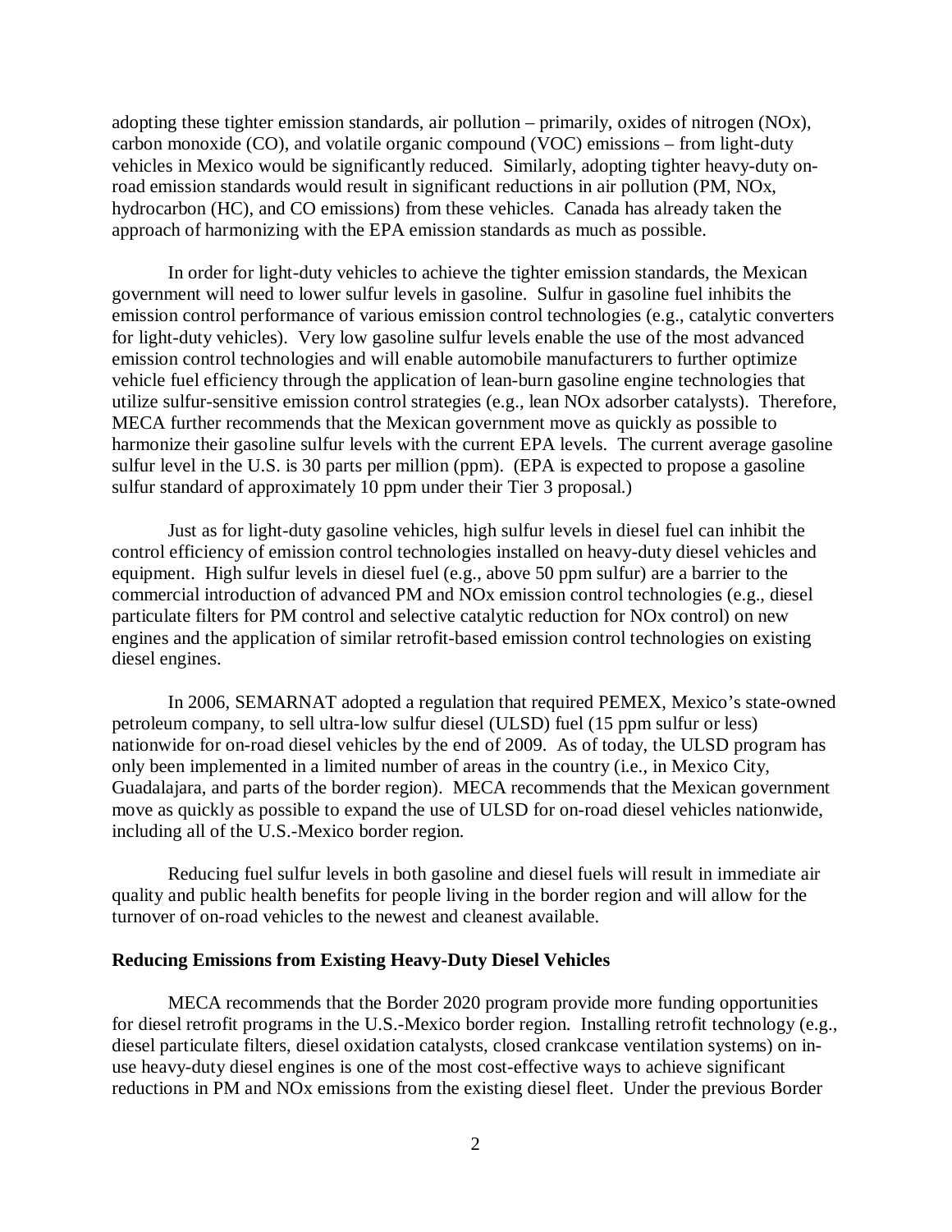adopting these tighter emission standards, air pollution – primarily, oxides of nitrogen (NOx), carbon monoxide (CO), and volatile organic compound (VOC) emissions – from light-duty vehicles in Mexico would be significantly reduced. Similarly, adopting tighter heavy-duty on-road emission standards would result in significant reductions in air pollution (PM, NOx, hydrocarbon (HC), and CO emissions) from these vehicles. Canada has already taken the approach of harmonizing with the EPA emission standards as much as possible.

In order for light-duty vehicles to achieve the tighter emission standards, the Mexican government will need to lower sulfur levels in gasoline. Sulfur in gasoline fuel inhibits the emission control performance of various emission control technologies (e.g., catalytic converters for light-duty vehicles). Very low gasoline sulfur levels enable the use of the most advanced emission control technologies and will enable automobile manufacturers to further optimize vehicle fuel efficiency through the application of lean-burn gasoline engine technologies that utilize sulfur-sensitive emission control strategies (e.g., lean NOx adsorber catalysts). Therefore, MECA further recommends that the Mexican government move as quickly as possible to harmonize their gasoline sulfur levels with the current EPA levels. The current average gasoline sulfur level in the U.S. is 30 parts per million (ppm). (EPA is expected to propose a gasoline sulfur standard of approximately 10 ppm under their Tier 3 proposal.)

Just as for light-duty gasoline vehicles, high sulfur levels in diesel fuel can inhibit the control efficiency of emission control technologies installed on heavy-duty diesel vehicles and equipment. High sulfur levels in diesel fuel (e.g., above 50 ppm sulfur) are a barrier to the commercial introduction of advanced PM and NOx emission control technologies (e.g., diesel particulate filters for PM control and selective catalytic reduction for NOx control) on new engines and the application of similar retrofit-based emission control technologies on existing diesel engines.

In 2006, SEMARNAT adopted a regulation that required PEMEX, Mexico's state-owned petroleum company, to sell ultra-low sulfur diesel (ULSD) fuel (15 ppm sulfur or less) nationwide for on-road diesel vehicles by the end of 2009. As of today, the ULSD program has only been implemented in a limited number of areas in the country (i.e., in Mexico City, Guadalajara, and parts of the border region). MECA recommends that the Mexican government move as quickly as possible to expand the use of ULSD for on-road diesel vehicles nationwide, including all of the U.S.-Mexico border region.

Reducing fuel sulfur levels in both gasoline and diesel fuels will result in immediate air quality and public health benefits for people living in the border region and will allow for the turnover of on-road vehicles to the newest and cleanest available.

**Reducing Emissions from Existing Heavy-Duty Diesel Vehicles**

MECA recommends that the Border 2020 program provide more funding opportunities for diesel retrofit programs in the U.S.-Mexico border region. Installing retrofit technology (e.g., diesel particulate filters, diesel oxidation catalysts, closed crankcase ventilation systems) on in-use heavy-duty diesel engines is one of the most cost-effective ways to achieve significant reductions in PM and NOx emissions from the existing diesel fleet. Under the previous Border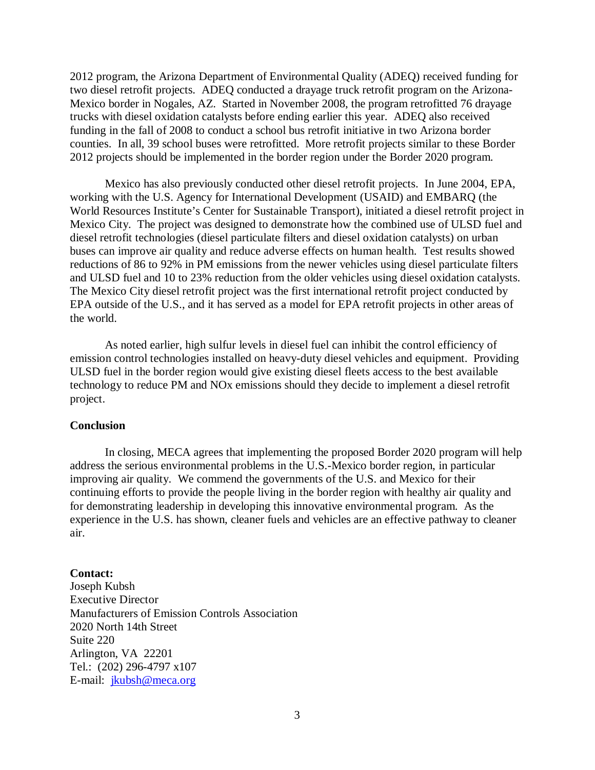2012 program, the Arizona Department of Environmental Quality (ADEQ) received funding for two diesel retrofit projects. ADEQ conducted a drayage truck retrofit program on the Arizona-Mexico border in Nogales, AZ. Started in November 2008, the program retrofitted 76 drayage trucks with diesel oxidation catalysts before ending earlier this year. ADEQ also received funding in the fall of 2008 to conduct a school bus retrofit initiative in two Arizona border counties. In all, 39 school buses were retrofitted. More retrofit projects similar to these Border 2012 projects should be implemented in the border region under the Border 2020 program.

Mexico has also previously conducted other diesel retrofit projects. In June 2004, EPA, working with the U.S. Agency for International Development (USAID) and EMBARQ (the World Resources Institute's Center for Sustainable Transport), initiated a diesel retrofit project in Mexico City. The project was designed to demonstrate how the combined use of ULSD fuel and diesel retrofit technologies (diesel particulate filters and diesel oxidation catalysts) on urban buses can improve air quality and reduce adverse effects on human health. Test results showed reductions of 86 to 92% in PM emissions from the newer vehicles using diesel particulate filters and ULSD fuel and 10 to 23% reduction from the older vehicles using diesel oxidation catalysts. The Mexico City diesel retrofit project was the first international retrofit project conducted by EPA outside of the U.S., and it has served as a model for EPA retrofit projects in other areas of the world.

As noted earlier, high sulfur levels in diesel fuel can inhibit the control efficiency of emission control technologies installed on heavy-duty diesel vehicles and equipment. Providing ULSD fuel in the border region would give existing diesel fleets access to the best available technology to reduce PM and NOx emissions should they decide to implement a diesel retrofit project.

**Conclusion**

In closing, MECA agrees that implementing the proposed Border 2020 program will help address the serious environmental problems in the U.S.-Mexico border region, in particular improving air quality. We commend the governments of the U.S. and Mexico for their continuing efforts to provide the people living in the border region with healthy air quality and for demonstrating leadership in developing this innovative environmental program. As the experience in the U.S. has shown, cleaner fuels and vehicles are an effective pathway to cleaner air.

**Contact:**
Joseph Kubsh
Executive Director
Manufacturers of Emission Controls Association
2020 North 14th Street
Suite 220
Arlington, VA 22201
Tel.: (202) 296-4797 x107
E-mail: jkubsh@meca.org